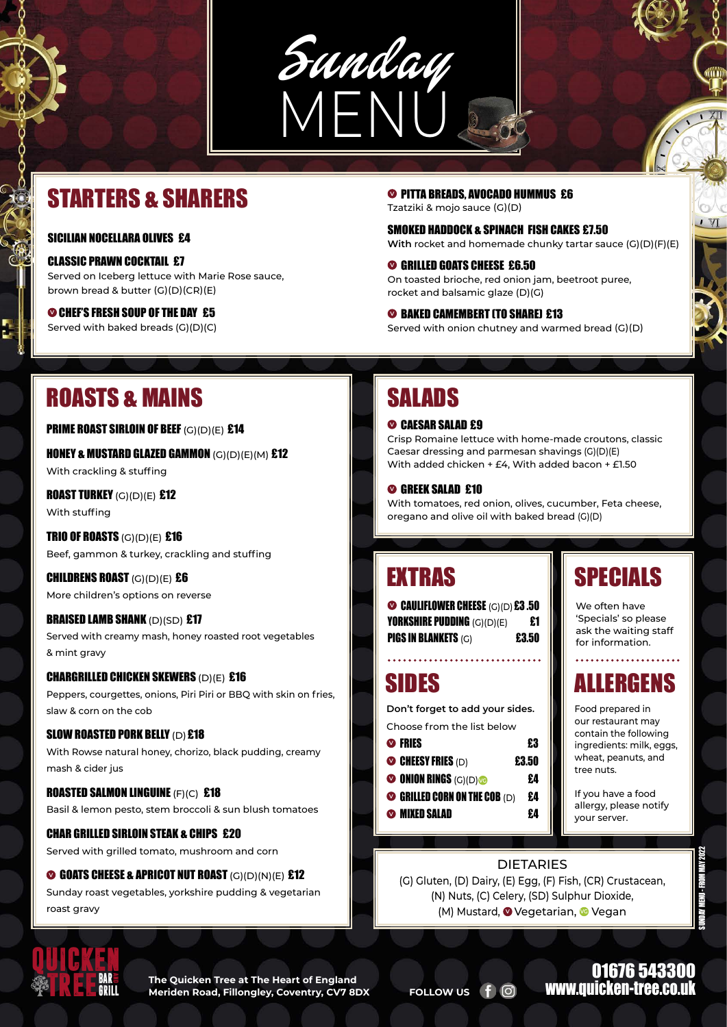# Sunday MENU

## STARTERS & SHARERS

**SICILIAN NOCELLARA OLIVES £4**

**CLASSIC PRAWN COCKTAIL £7**
Served on Iceberg lettuce with Marie Rose sauce, brown bread & butter (G)(D)(CR)(E)

**Ⓥ CHEF'S FRESH SOUP OF THE DAY £5**
Served with baked breads (G)(D)(C)

**Ⓥ PITTA BREADS, AVOCADO HUMMUS £6**
Tzatziki & mojo sauce (G)(D)

**SMOKED HADDOCK & SPINACH FISH CAKES £7.50**
With rocket and homemade chunky tartar sauce (G)(D)(F)(E)

**Ⓥ GRILLED GOATS CHEESE £6.50**
On toasted brioche, red onion jam, beetroot puree, rocket and balsamic glaze (D)(G)

**Ⓥ BAKED CAMEMBERT (TO SHARE) £13**
Served with onion chutney and warmed bread (G)(D)

## ROASTS & MAINS

**PRIME ROAST SIRLOIN OF BEEF** (G)(D)(E) **£14**

**HONEY & MUSTARD GLAZED GAMMON** (G)(D)(E)(M) **£12**
With crackling & stuffing

**ROAST TURKEY** (G)(D)(E) **£12**
With stuffing

**TRIO OF ROASTS** (G)(D)(E) **£16**
Beef, gammon & turkey, crackling and stuffing

**CHILDRENS ROAST** (G)(D)(E) **£6**
More children's options on reverse

**BRAISED LAMB SHANK** (D)(SD) **£17**
Served with creamy mash, honey roasted root vegetables & mint gravy

**CHARGRILLED CHICKEN SKEWERS** (D)(E) **£16**
Peppers, courgettes, onions, Piri Piri or BBQ with skin on fries, slaw & corn on the cob

**SLOW ROASTED PORK BELLY** (D) **£18**
With Rowse natural honey, chorizo, black pudding, creamy mash & cider jus

**ROASTED SALMON LINGUINE** (F)(C) **£18**
Basil & lemon pesto, stem broccoli & sun blush tomatoes

**CHAR GRILLED SIRLOIN STEAK & CHIPS £20**
Served with grilled tomato, mushroom and corn

**Ⓥ GOATS CHEESE & APRICOT NUT ROAST** (G)(D)(N)(E) **£12**
Sunday roast vegetables, yorkshire pudding & vegetarian roast gravy

## SALADS

**Ⓥ CAESAR SALAD £9**
Crisp Romaine lettuce with home-made croutons, classic Caesar dressing and parmesan shavings (G)(D)(E)
With added chicken + £4, With added bacon + £1.50

**Ⓥ GREEK SALAD £10**
With tomatoes, red onion, olives, cucumber, Feta cheese, oregano and olive oil with baked bread (G)(D)

## EXTRAS

| | |
|---|---|
| **Ⓥ CAULIFLOWER CHEESE** (G)(D) | **£3.50** |
| **YORKSHIRE PUDDING** (G)(D)(E) | **£1** |
| **PIGS IN BLANKETS** (G) | **£3.50** |

## SIDES

Don't forget to add your sides.
Choose from the list below

| | |
|---|---|
| **Ⓥ FRIES** | **£3** |
| **Ⓥ CHEESY FRIES** (D) | **£3.50** |
| **Ⓥ ONION RINGS** (G)(D) VG | **£4** |
| **Ⓥ GRILLED CORN ON THE COB** (D) | **£4** |
| **Ⓥ MIXED SALAD** | **£4** |

## SPECIALS

We often have 'Specials' so please ask the waiting staff for information.

## ALLERGENS

Food prepared in our restaurant may contain the following ingredients: milk, eggs, wheat, peanuts, and tree nuts.

If you have a food allergy, please notify your server.

**DIETARIES**
(G) Gluten, (D) Dairy, (E) Egg, (F) Fish, (CR) Crustacean, (N) Nuts, (C) Celery, (SD) Sulphur Dioxide, (M) Mustard, Ⓥ Vegetarian, VG Vegan

SUNDAY MENU - FROM MAY 2022

QUICKEN TREE BAR & GRILL

**The Quicken Tree at The Heart of England**
**Meriden Road, Fillongley, Coventry, CV7 8DX**

FOLLOW US

**01676 543300**
**www.quicken-tree.co.uk**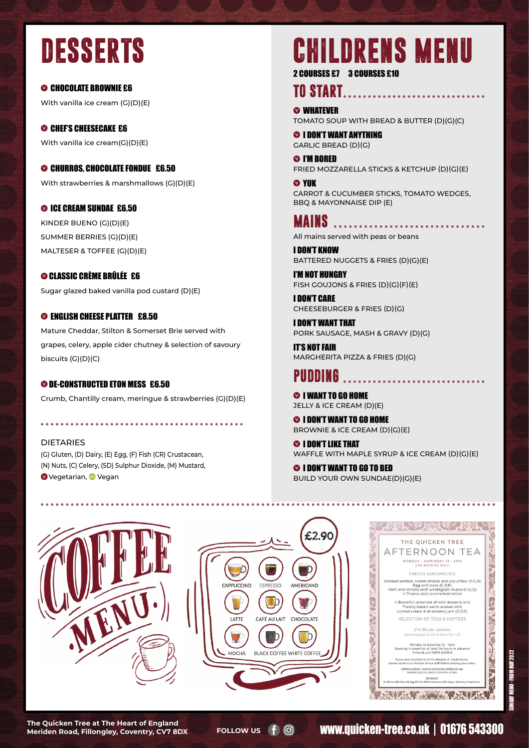# DESSERTS

**V CHOCOLATE BROWNIE £6**
With vanilla ice cream (G)(D)(E)

**V CHEF'S CHEESECAKE £6**
With vanilla ice cream(G)(D)(E)

**V CHURROS, CHOCOLATE FONDUE £6.50**
With strawberries & marshmallows (G)(D)(E)

**V ICE CREAM SUNDAE £6.50**
KINDER BUENO (G)(D)(E)
SUMMER BERRIES (G)(D)(E)
MALTESER & TOFFEE (G)(D)(E)

**V CLASSIC CRÈME BRÛLÉE £6**
Sugar glazed baked vanilla pod custard (D)(E)

**V ENGLISH CHEESE PLATTER £8.50**
Mature Cheddar, Stilton & Somerset Brie served with grapes, celery, apple cider chutney & selection of savoury biscuits (G)(D)(C)

**V DE-CONSTRUCTED ETON MESS £6.50**
Crumb, Chantilly cream, meringue & strawberries (G)(D)(E)

DIETARIES
(G) Gluten, (D) Dairy, (E) Egg, (F) Fish (CR) Crustacean, (N) Nuts, (C) Celery, (SD) Sulphur Dioxide, (M) Mustard, V Vegetarian, VG Vegan

# CHILDRENS MENU

**2 COURSES £7 3 COURSES £10**

## TO START

**V WHATEVER**
TOMATO SOUP WITH BREAD & BUTTER (D)(G)(C)

**V I DON'T WANT ANYTHING**
GARLIC BREAD (D)(G)

**V I'M BORED**
FRIED MOZZARELLA STICKS & KETCHUP (D)(G)(E)

**V YUK**
CARROT & CUCUMBER STICKS, TOMATO WEDGES, BBQ & MAYONNAISE DIP (E)

## MAINS

All mains served with peas or beans

**I DON'T KNOW**
BATTERED NUGGETS & FRIES (D)(G)(E)

**I'M NOT HUNGRY**
FISH GOUJONS & FRIES (D)(G)(F)(E)

**I DON'T CARE**
CHEESEBURGER & FRIES (D)(G)

**I DON'T WANT THAT**
PORK SAUSAGE, MASH & GRAVY (D)(G)

**IT'S NOT FAIR**
MARGHERITA PIZZA & FRIES (D)(G)

## PUDDING

**V I WANT TO GO HOME**
JELLY & ICE CREAM (D)(E)

**V I DON'T WANT TO GO HOME**
BROWNIE & ICE CREAM (D)(G)(E)

**V I DON'T LIKE THAT**
WAFFLE WITH MAPLE SYRUP & ICE CREAM (D)(G)(E)

**V I DON'T WANT TO GO TO BED**
BUILD YOUR OWN SUNDAE(D)(G)(E)

COFFEE MENU

£2.90

CAPPUCCINO ESPRESSO AMERICANO
LATTE CAFÉ AU LAIT CHOCOLATE
MOCHA BLACK COFFEE WHITE COFFEE

THE QUICKEN TREE
AFTERNOON TEA
MONDAY - SATURDAY 12 - 4PM
(PRE-BOOKING ONLY)

FINGER SANDWICHES
Smoked salmon, cream cheese and cucumber (F,G,D)
Egg and cress (G,D,E)
Ham and tomato with wholegrain mustard (G,D)
Cheese and caramelised onion

Beautiful selection of mini desserts and
Freshly baked warm scones with clotted cream & strawberry jam (G,D,E)

SELECTION OF TEAS & COFFEES

£14.95 per person
Add Prosecco or Gin & Tonic for + £5

Monday to Saturday 12 - 4pm
Booking is essential at least 24 hours in advance
To book call 01676 543300

If you have any food or drink allergies or intolerances, please speak to a member of our staff before placing your order

01676 543300 | WWW.QUICKEN-TREE.CO.UK
MERIDEN ROAD, FILLONGLEY, COVENTRY, CV7 8DX

DIETARIES
(G) Gluten, (D) Dairy, (E) Egg, (F) Fish (CR) Crustacean, (VG) Vegan, (N) Nuts, (V) Vegetarian

SUNDAY MENU - FROM MAY 2022

**The Quicken Tree at The Heart of England**
**Meriden Road, Fillongley, Coventry, CV7 8DX**

FOLLOW US

www.quicken-tree.co.uk | 01676 543300